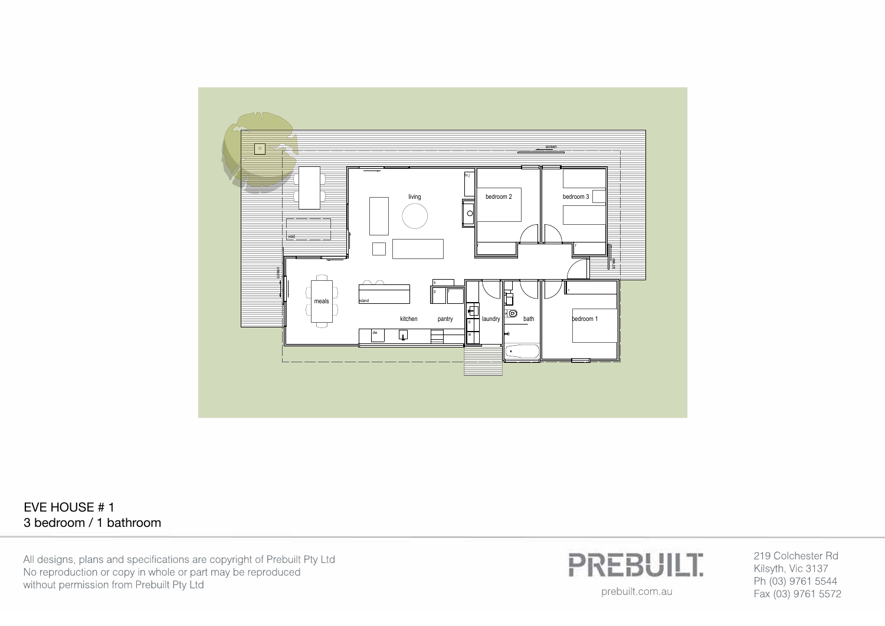EVE HOUSE # 1

3 bedroom / 1 bathroom

All designs, plans and specifications are copyright of Prebuilt Pty Ltd
No reproduction or copy in whole or part may be reproduced
without permission from Prebuilt Pty Ltd

PREBUILT.

prebuilt.com.au

219 Colchester Rd
Kilsyth, Vic 3137
Ph (03) 9761 5544
Fax (03) 9761 5572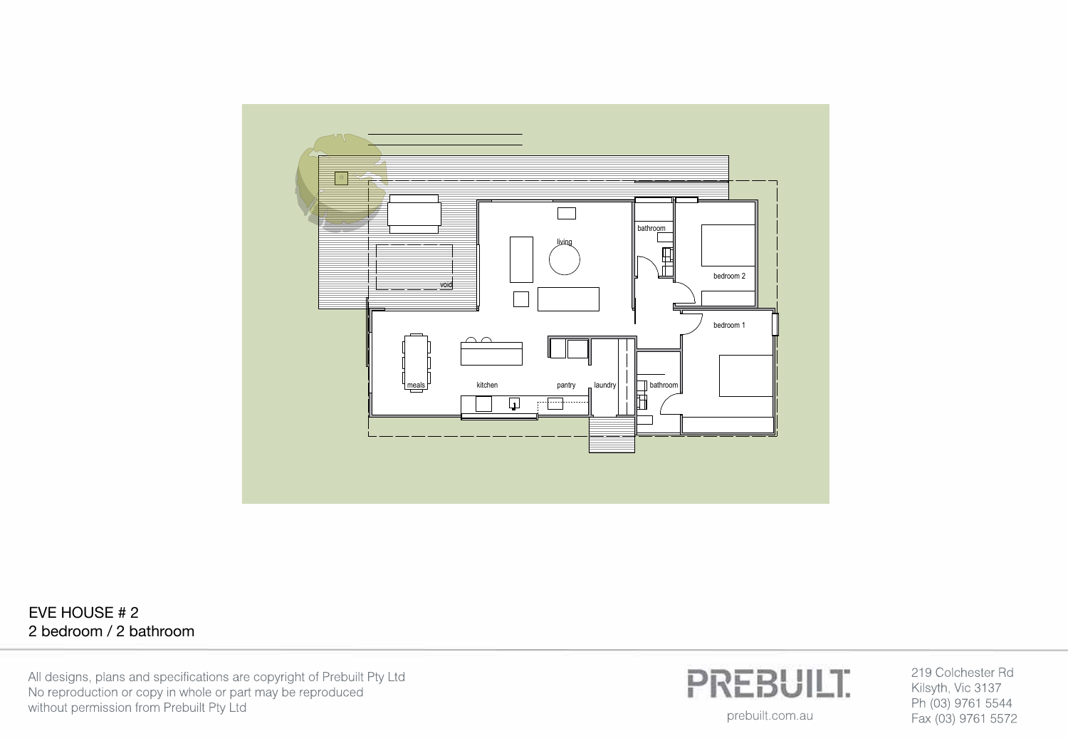bathroom

living

bedroom 2

void

bedroom 1

meals

kitchen

pantry

laundry

bathroom

EVE HOUSE # 2
2 bedroom / 2 bathroom

All designs, plans and specifications are copyright of Prebuilt Pty Ltd
No reproduction or copy in whole or part may be reproduced
without permission from Prebuilt Pty Ltd

PREBUILT.

prebuilt.com.au

219 Colchester Rd
Kilsyth, Vic 3137
Ph (03) 9761 5544
Fax (03) 9761 5572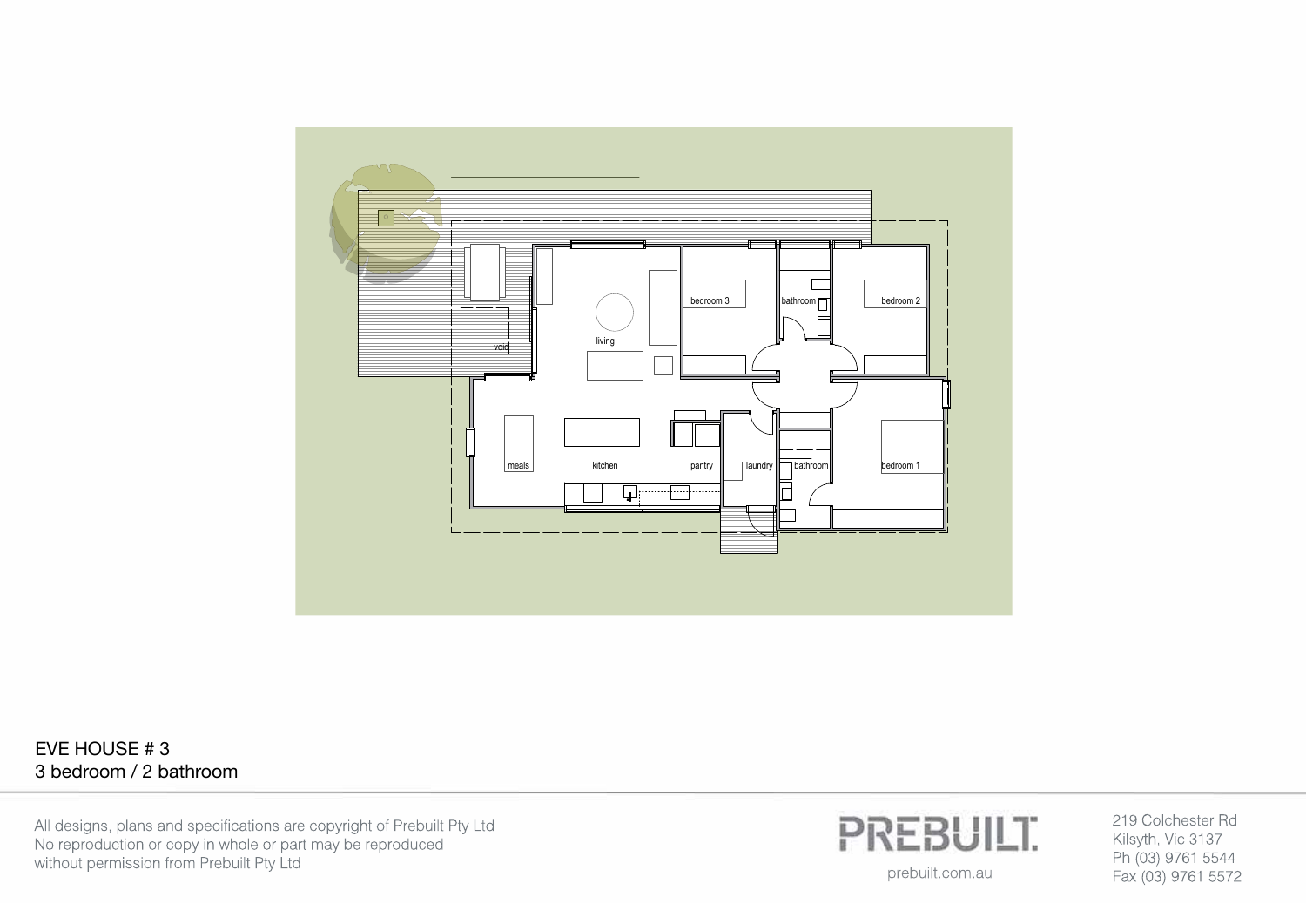void

living

bedroom 3

bathroom

bedroom 2

meals

kitchen

pantry

laundry

bathroom

bedroom 1

EVE HOUSE # 3
3 bedroom / 2 bathroom

All designs, plans and specifications are copyright of Prebuilt Pty Ltd
No reproduction or copy in whole or part may be reproduced
without permission from Prebuilt Pty Ltd

PREBUILT.

prebuilt.com.au

219 Colchester Rd
Kilsyth, Vic 3137
Ph (03) 9761 5544
Fax (03) 9761 5572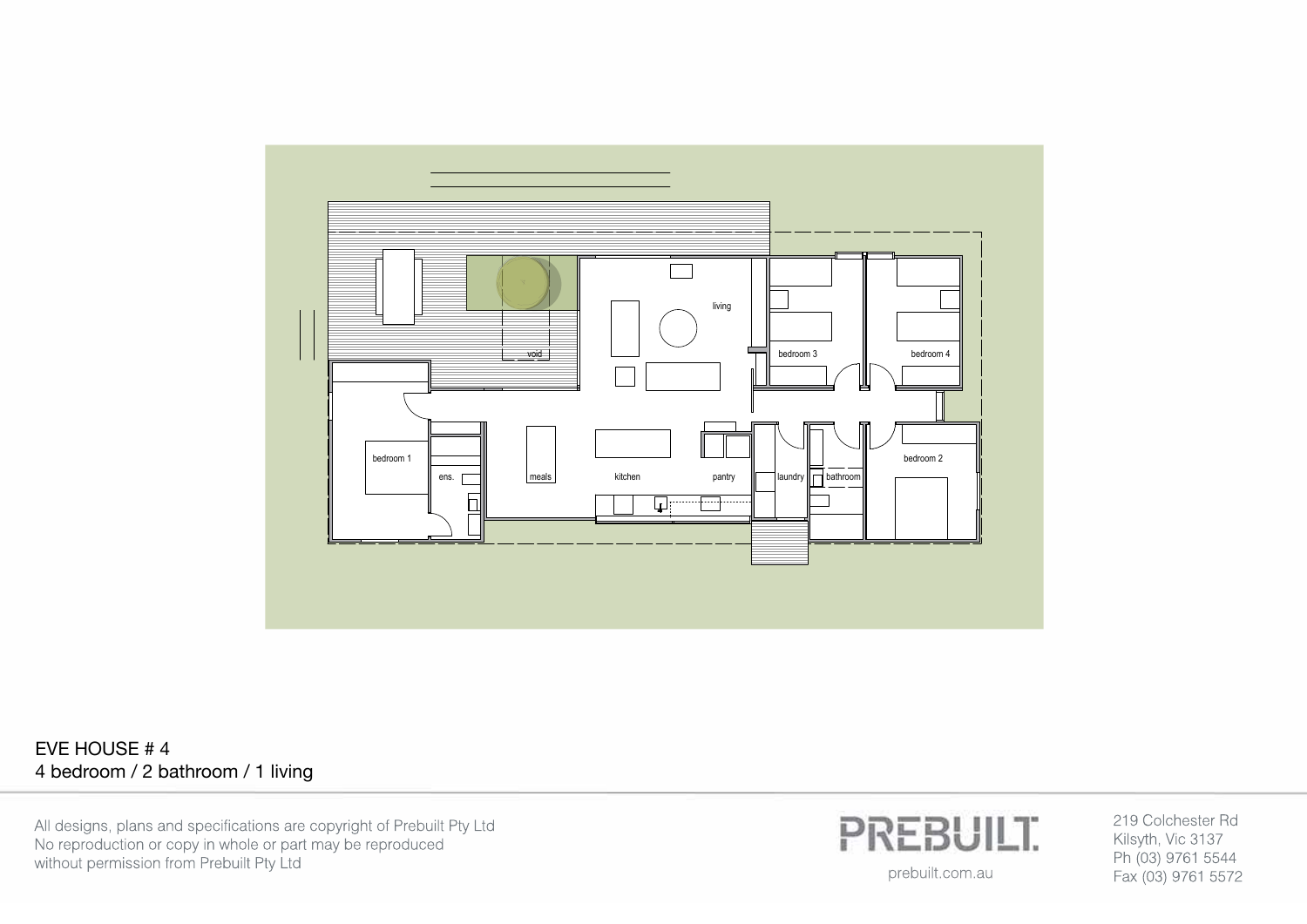living

bedroom 3

bedroom 4

void

bedroom 1

ens.

meals

kitchen

pantry

laundry

bathroom

bedroom 2

EVE HOUSE # 4
4 bedroom / 2 bathroom / 1 living

All designs, plans and specifications are copyright of Prebuilt Pty Ltd
No reproduction or copy in whole or part may be reproduced
without permission from Prebuilt Pty Ltd

PREBUILT.
prebuilt.com.au

219 Colchester Rd
Kilsyth, Vic 3137
Ph (03) 9761 5544
Fax (03) 9761 5572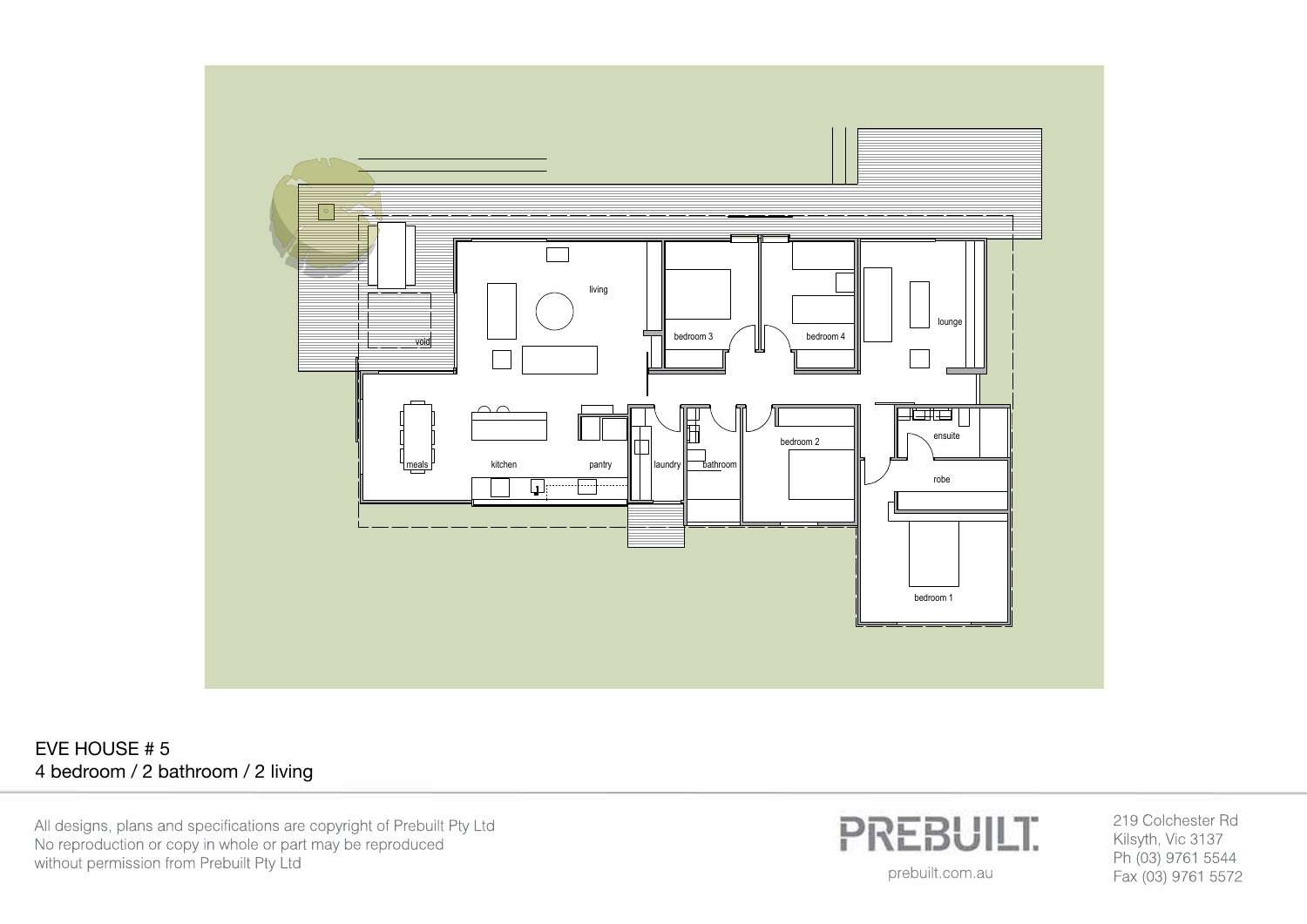living

void

bedroom 3

bedroom 4

lounge

meals

kitchen

pantry

laundry

bathroom

bedroom 2

ensuite

robe

bedroom 1

EVE HOUSE # 5
4 bedroom / 2 bathroom / 2 living

All designs, plans and specifications are copyright of Prebuilt Pty Ltd
No reproduction or copy in whole or part may be reproduced
without permission from Prebuilt Pty Ltd

PREBUILT.

prebuilt.com.au

219 Colchester Rd
Kilsyth, Vic 3137
Ph (03) 9761 5544
Fax (03) 9761 5572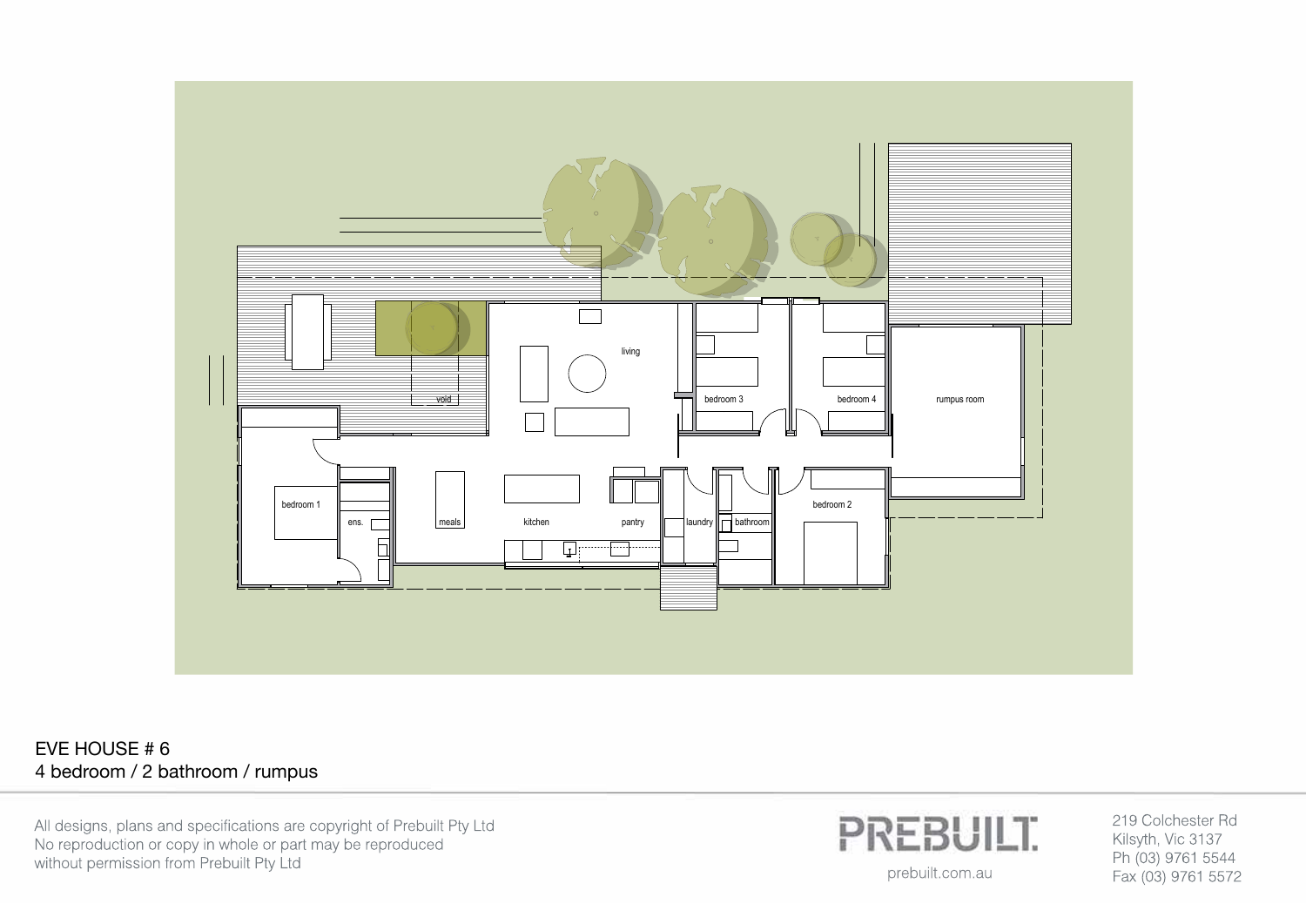living

bedroom 3

bedroom 4

rumpus room

void

bedroom 1

ens.

meals

kitchen

pantry

laundry

bathroom

bedroom 2

EVE HOUSE # 6
4 bedroom / 2 bathroom / rumpus

All designs, plans and specifications are copyright of Prebuilt Pty Ltd
No reproduction or copy in whole or part may be reproduced
without permission from Prebuilt Pty Ltd

PREBUILT.

prebuilt.com.au

219 Colchester Rd
Kilsyth, Vic 3137
Ph (03) 9761 5544
Fax (03) 9761 5572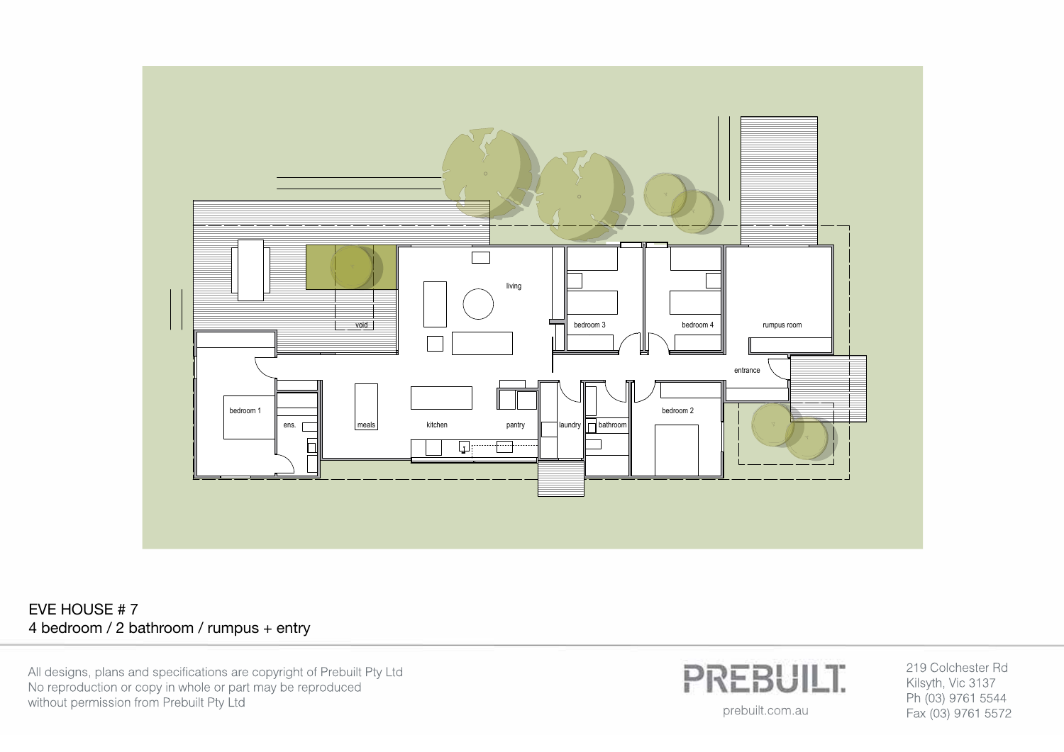living

void

bedroom 3

bedroom 4

rumpus room

entrance

bedroom 1

ens.

meals

kitchen

pantry

laundry

bathroom

bedroom 2

EVE HOUSE # 7

4 bedroom / 2 bathroom / rumpus + entry

All designs, plans and specifications are copyright of Prebuilt Pty Ltd
No reproduction or copy in whole or part may be reproduced
without permission from Prebuilt Pty Ltd

PREBUILT.

prebuilt.com.au

219 Colchester Rd
Kilsyth, Vic 3137
Ph (03) 9761 5544
Fax (03) 9761 5572